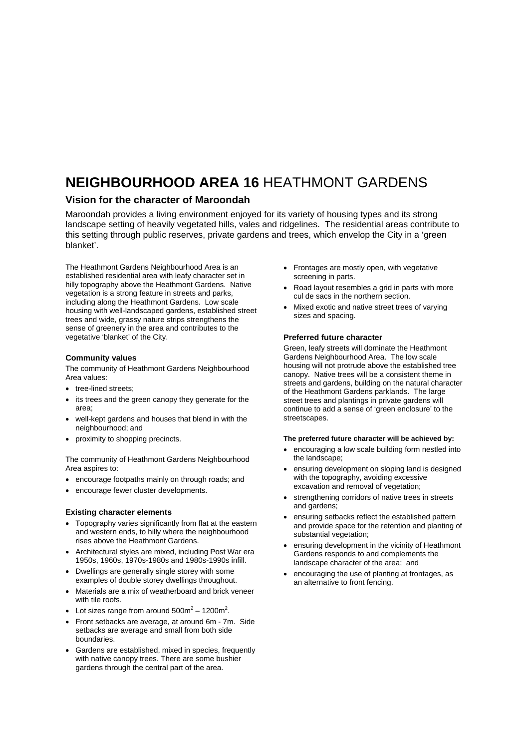# **NEIGHBOURHOOD AREA 16** HEATHMONT GARDENS

## Vision for the character of Maroondah

Maroondah provides a living environment enjoyed for its variety of housing types and its strong landscape setting of heavily vegetated hills, vales and ridgelines. The residential areas contribute to this setting through public reserves, private gardens and trees, which envelop the City in a 'green blanket'.

The Heathmont Gardens Neighbourhood Area is an established residential area with leafy character set in hilly topography above the Heathmont Gardens. Native vegetation is a strong feature in streets and parks, including along the Heathmont Gardens. Low scale housing with well-landscaped gardens, established street trees and wide, grassy nature strips strengthens the sense of greenery in the area and contributes to the vegetative 'blanket' of the City.

### Community values

The community of Heathmont Gardens Neighbourhood Area values:

- tree-lined streets;
- its trees and the green canopy they generate for the area;
- well-kept gardens and houses that blend in with the neighbourhood; and
- proximity to shopping precincts.

The community of Heathmont Gardens Neighbourhood Area aspires to:

- encourage footpaths mainly on through roads; and
- encourage fewer cluster developments.

### Existing character elements

- Topography varies significantly from flat at the eastern and western ends, to hilly where the neighbourhood rises above the Heathmont Gardens.
- Architectural styles are mixed, including Post War era 1950s, 1960s, 1970s-1980s and 1980s-1990s infill.
- Dwellings are generally single storey with some examples of double storey dwellings throughout.
- Materials are a mix of weatherboard and brick veneer with tile roofs.
- Lot sizes range from around $500m^2$ – $1200m^2$.
- Front setbacks are average, at around 6m - 7m. Side setbacks are average and small from both side boundaries.
- Gardens are established, mixed in species, frequently with native canopy trees. There are some bushier gardens through the central part of the area.
- Frontages are mostly open, with vegetative screening in parts.
- Road layout resembles a grid in parts with more cul de sacs in the northern section.
- Mixed exotic and native street trees of varying sizes and spacing.

### Preferred future character

Green, leafy streets will dominate the Heathmont Gardens Neighbourhood Area. The low scale housing will not protrude above the established tree canopy. Native trees will be a consistent theme in streets and gardens, building on the natural character of the Heathmont Gardens parklands. The large street trees and plantings in private gardens will continue to add a sense of 'green enclosure' to the streetscapes.

**The preferred future character will be achieved by:**

- encouraging a low scale building form nestled into the landscape;
- ensuring development on sloping land is designed with the topography, avoiding excessive excavation and removal of vegetation;
- strengthening corridors of native trees in streets and gardens;
- ensuring setbacks reflect the established pattern and provide space for the retention and planting of substantial vegetation;
- ensuring development in the vicinity of Heathmont Gardens responds to and complements the landscape character of the area; and
- encouraging the use of planting at frontages, as an alternative to front fencing.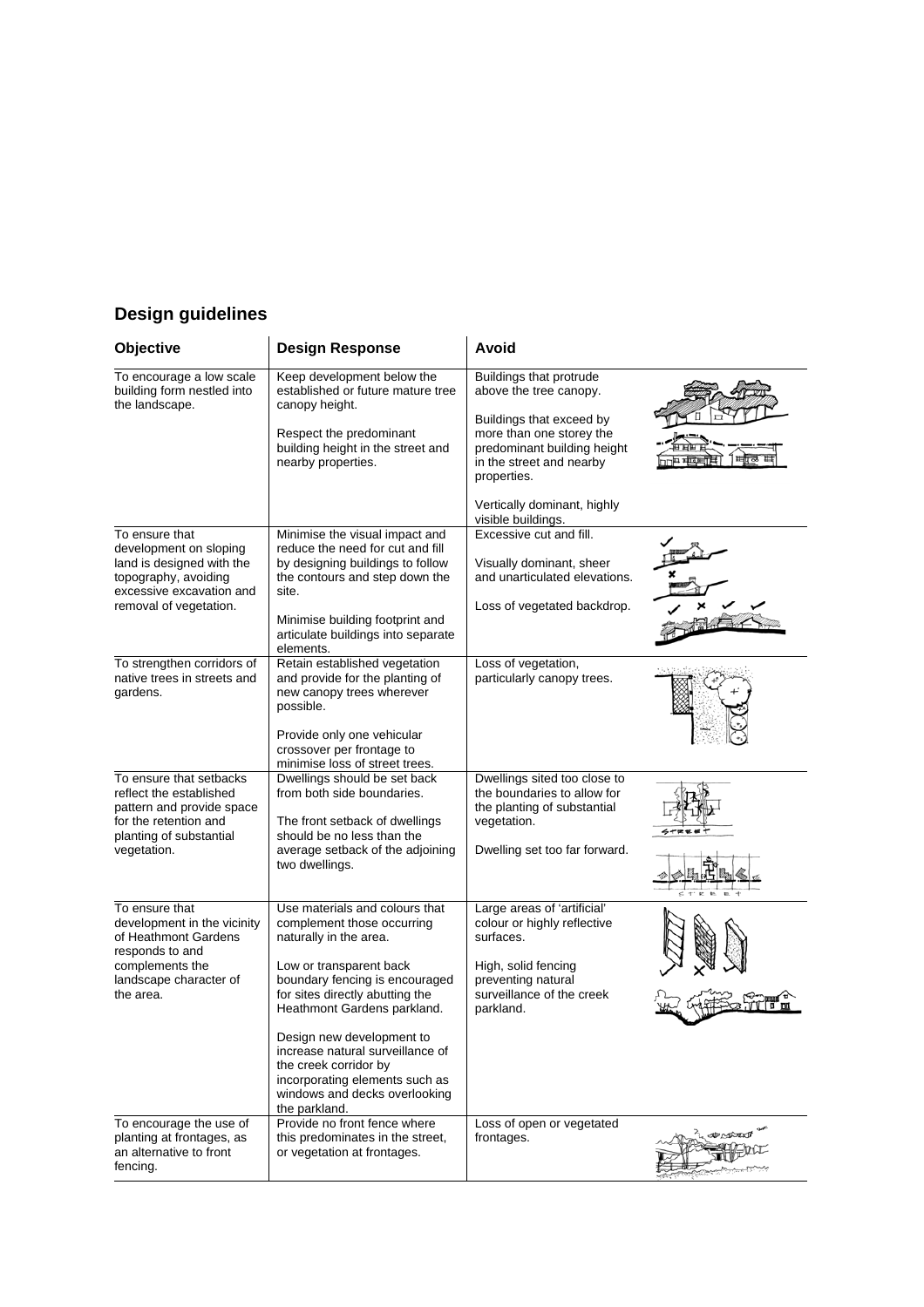## Design guidelines

| Objective | Design Response | Avoid |
|---|---|---|
| To encourage a low scale building form nestled into the landscape. | Keep development below the established or future mature tree canopy height.<br><br>Respect the predominant building height in the street and nearby properties. | Buildings that protrude above the tree canopy.<br><br>Buildings that exceed by more than one storey the predominant building height in the street and nearby properties.<br><br>Vertically dominant, highly visible buildings. |
| To ensure that development on sloping land is designed with the topography, avoiding excessive excavation and removal of vegetation. | Minimise the visual impact and reduce the need for cut and fill by designing buildings to follow the contours and step down the site.<br><br>Minimise building footprint and articulate buildings into separate elements. | Excessive cut and fill.<br><br>Visually dominant, sheer and unarticulated elevations.<br><br>Loss of vegetated backdrop. |
| To strengthen corridors of native trees in streets and gardens. | Retain established vegetation and provide for the planting of new canopy trees wherever possible.<br><br>Provide only one vehicular crossover per frontage to minimise loss of street trees. | Loss of vegetation, particularly canopy trees. |
| To ensure that setbacks reflect the established pattern and provide space for the retention and planting of substantial vegetation. | Dwellings should be set back from both side boundaries.<br><br>The front setback of dwellings should be no less than the average setback of the adjoining two dwellings. | Dwellings sited too close to the boundaries to allow for the planting of substantial vegetation.<br><br>Dwelling set too far forward. |
| To ensure that development in the vicinity of Heathmont Gardens responds to and complements the landscape character of the area. | Use materials and colours that complement those occurring naturally in the area.<br><br>Low or transparent back boundary fencing is encouraged for sites directly abutting the Heathmont Gardens parkland.<br><br>Design new development to increase natural surveillance of the creek corridor by incorporating elements such as windows and decks overlooking the parkland. | Large areas of 'artificial' colour or highly reflective surfaces.<br><br>High, solid fencing preventing natural surveillance of the creek parkland. |
| To encourage the use of planting at frontages, as an alternative to front fencing. | Provide no front fence where this predominates in the street, or vegetation at frontages. | Loss of open or vegetated frontages. |